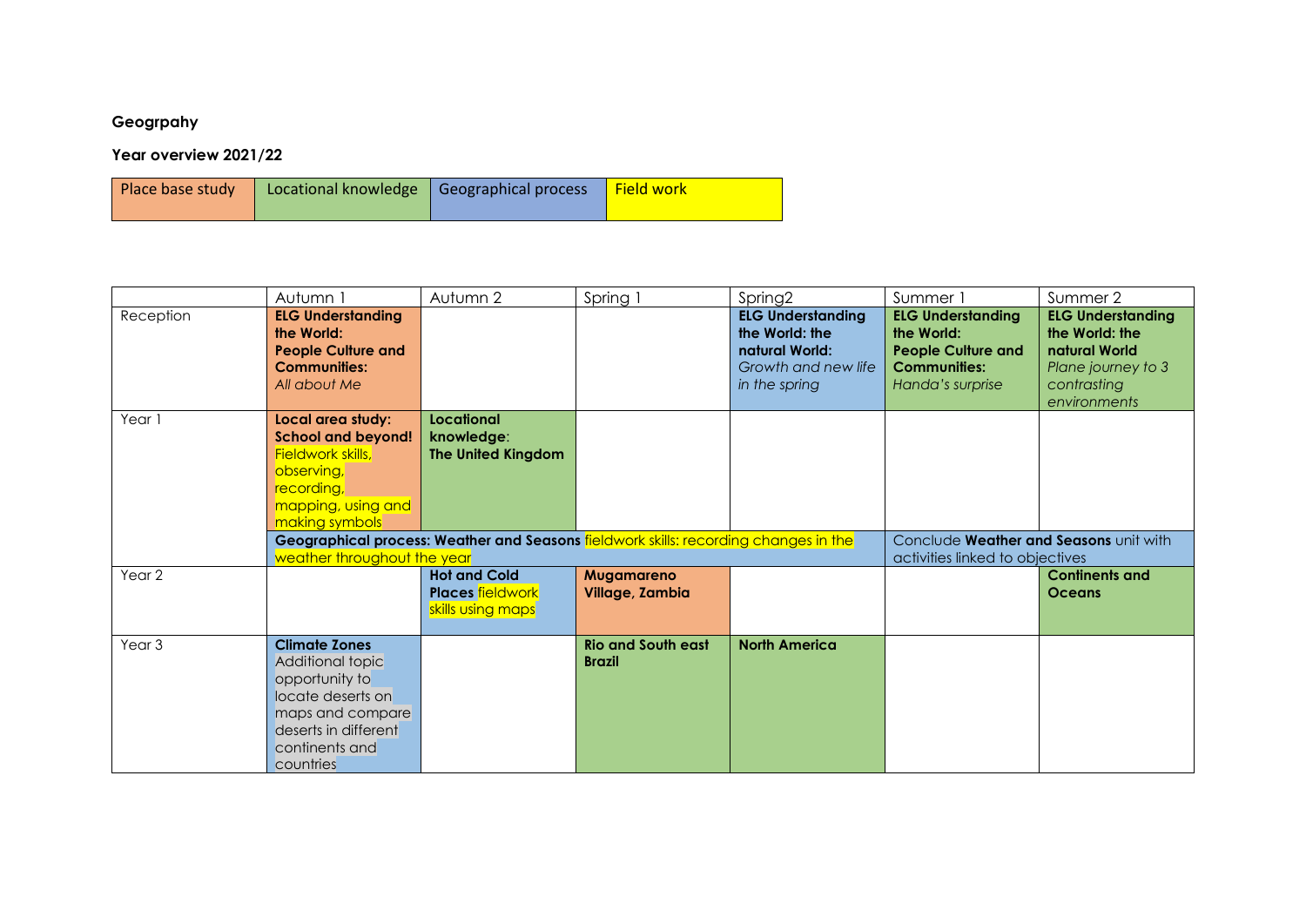**Geogrpahy**

**Year overview 2021/22**

| | | | |
|---|---|---|---|
| Place base study | Locational knowledge | Geographical process | Field work |

| | Autumn 1 | Autumn 2 | Spring 1 | Spring2 | Summer 1 | Summer 2 |
|---|---|---|---|---|---|---|
| Reception | **ELG Understanding the World: People Culture and Communities:** *All about Me* | | | **ELG Understanding the World: the natural World:** *Growth and new life in the spring* | **ELG Understanding the World: People Culture and Communities:** *Handa's surprise* | **ELG Understanding the World: the natural World** *Plane journey to 3 contrasting environments* |
| Year 1 | **Local area study: School and beyond!** Fieldwork skills, observing, recording, mapping, using and making symbols | **Locational knowledge: The United Kingdom** | | | | |
| | **Geographical process: Weather and Seasons** fieldwork skills: recording changes in the weather throughout the year | | | | Conclude **Weather and Seasons** unit with activities linked to objectives | |
| Year 2 | | **Hot and Cold Places** fieldwork skills using maps | **Mugamareno Village, Zambia** | | | **Continents and Oceans** |
| Year 3 | **Climate Zones** Additional topic opportunity to locate deserts on maps and compare deserts in different continents and countries | | **Rio and South east Brazil** | **North America** | | |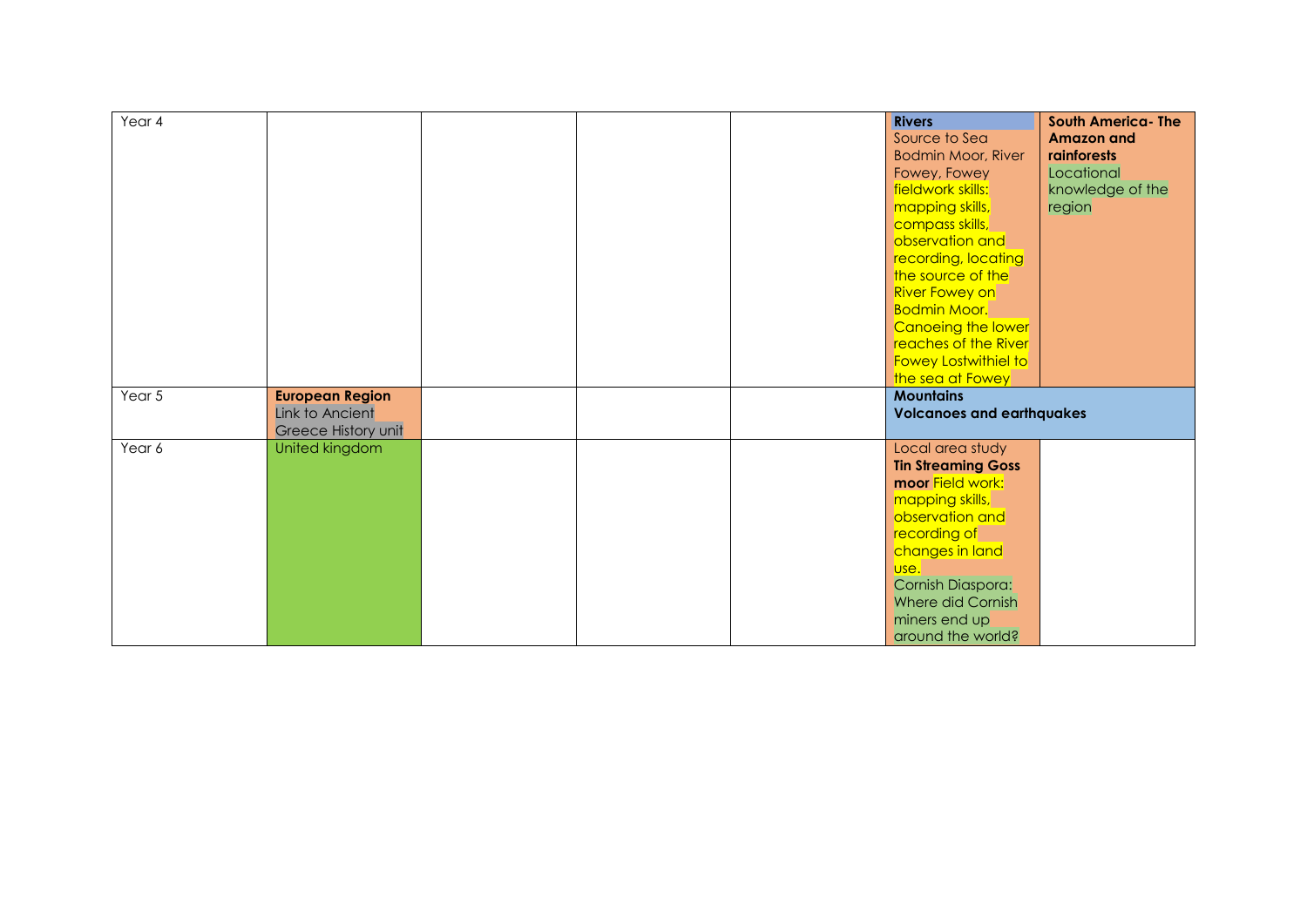| | | | | | | |
|---|---|---|---|---|---|---|
| Year 4 | | | | | **Rivers** Source to Sea Bodmin Moor, River Fowey, Fowey fieldwork skills: mapping skills, compass skills, observation and recording, locating the source of the River Fowey on Bodmin Moor. Canoeing the lower reaches of the River Fowey Lostwithiel to the sea at Fowey | **South America- The Amazon and rainforests** Locational knowledge of the region |
| Year 5 | **European Region** Link to Ancient Greece History unit | | | | **Mountains** **Volcanoes and earthquakes** | |
| Year 6 | United kingdom | | | | Local area study **Tin Streaming Goss moor** Field work: mapping skills, observation and recording of changes in land use. Cornish Diaspora: Where did Cornish miners end up around the world? | |